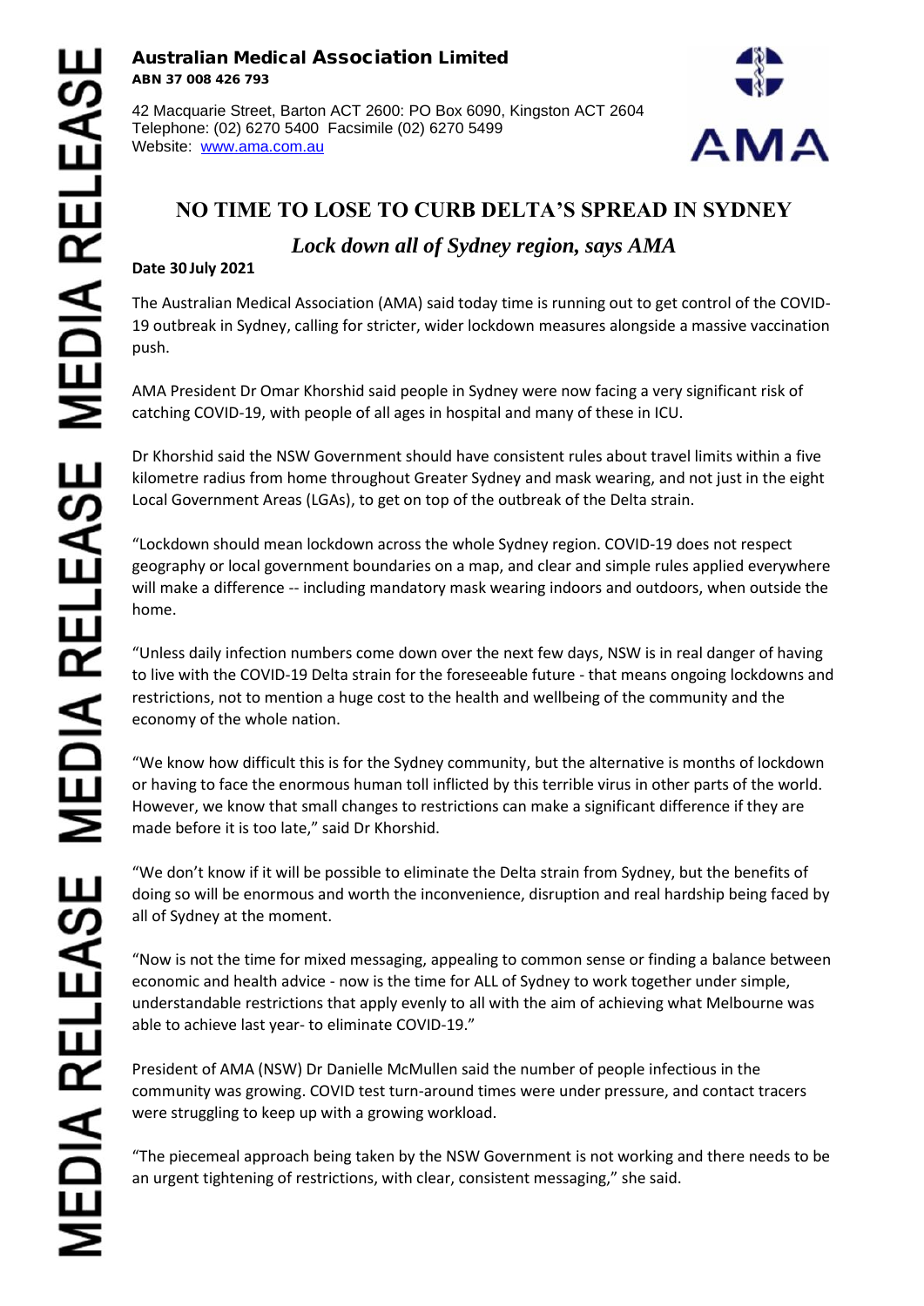**Australian Medical Association Limited**
**ABN 37 008 426 793**

42 Macquarie Street, Barton ACT 2600: PO Box 6090, Kingston ACT 2604
Telephone: (02) 6270 5400 Facsimile (02) 6270 5499
Website: www.ama.com.au

# NO TIME TO LOSE TO CURB DELTA'S SPREAD IN SYDNEY

## *Lock down all of Sydney region, says AMA*

**Date 30 July 2021**

The Australian Medical Association (AMA) said today time is running out to get control of the COVID-19 outbreak in Sydney, calling for stricter, wider lockdown measures alongside a massive vaccination push.

AMA President Dr Omar Khorshid said people in Sydney were now facing a very significant risk of catching COVID-19, with people of all ages in hospital and many of these in ICU.

Dr Khorshid said the NSW Government should have consistent rules about travel limits within a five kilometre radius from home throughout Greater Sydney and mask wearing, and not just in the eight Local Government Areas (LGAs), to get on top of the outbreak of the Delta strain.

"Lockdown should mean lockdown across the whole Sydney region. COVID-19 does not respect geography or local government boundaries on a map, and clear and simple rules applied everywhere will make a difference -- including mandatory mask wearing indoors and outdoors, when outside the home.

"Unless daily infection numbers come down over the next few days, NSW is in real danger of having to live with the COVID-19 Delta strain for the foreseeable future - that means ongoing lockdowns and restrictions, not to mention a huge cost to the health and wellbeing of the community and the economy of the whole nation.

"We know how difficult this is for the Sydney community, but the alternative is months of lockdown or having to face the enormous human toll inflicted by this terrible virus in other parts of the world. However, we know that small changes to restrictions can make a significant difference if they are made before it is too late," said Dr Khorshid.

"We don't know if it will be possible to eliminate the Delta strain from Sydney, but the benefits of doing so will be enormous and worth the inconvenience, disruption and real hardship being faced by all of Sydney at the moment.

"Now is not the time for mixed messaging, appealing to common sense or finding a balance between economic and health advice - now is the time for ALL of Sydney to work together under simple, understandable restrictions that apply evenly to all with the aim of achieving what Melbourne was able to achieve last year- to eliminate COVID-19."

President of AMA (NSW) Dr Danielle McMullen said the number of people infectious in the community was growing. COVID test turn-around times were under pressure, and contact tracers were struggling to keep up with a growing workload.

"The piecemeal approach being taken by the NSW Government is not working and there needs to be an urgent tightening of restrictions, with clear, consistent messaging," she said.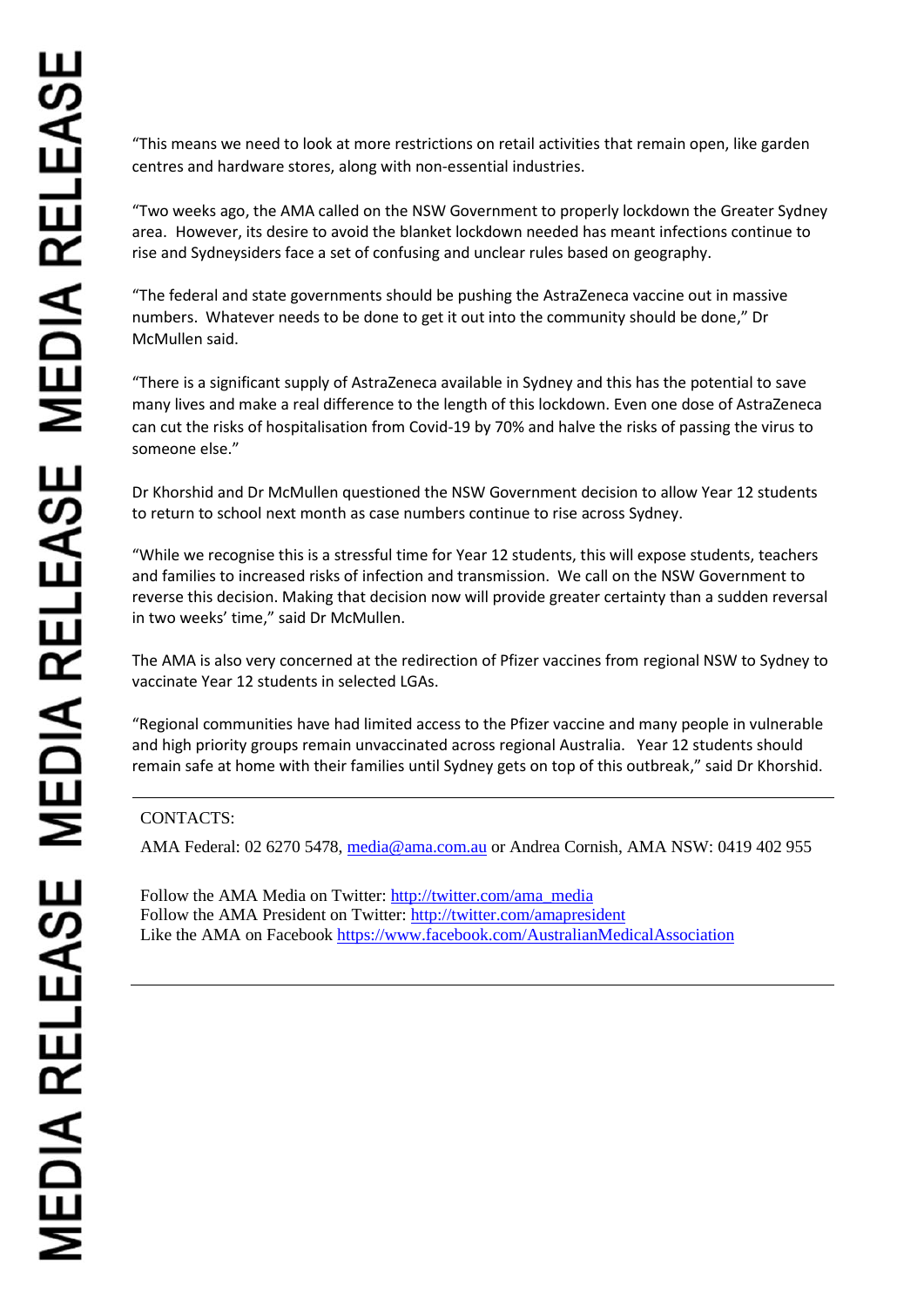"This means we need to look at more restrictions on retail activities that remain open, like garden centres and hardware stores, along with non-essential industries.

"Two weeks ago, the AMA called on the NSW Government to properly lockdown the Greater Sydney area. However, its desire to avoid the blanket lockdown needed has meant infections continue to rise and Sydneysiders face a set of confusing and unclear rules based on geography.

"The federal and state governments should be pushing the AstraZeneca vaccine out in massive numbers. Whatever needs to be done to get it out into the community should be done," Dr McMullen said.

"There is a significant supply of AstraZeneca available in Sydney and this has the potential to save many lives and make a real difference to the length of this lockdown. Even one dose of AstraZeneca can cut the risks of hospitalisation from Covid-19 by 70% and halve the risks of passing the virus to someone else."

Dr Khorshid and Dr McMullen questioned the NSW Government decision to allow Year 12 students to return to school next month as case numbers continue to rise across Sydney.

"While we recognise this is a stressful time for Year 12 students, this will expose students, teachers and families to increased risks of infection and transmission. We call on the NSW Government to reverse this decision. Making that decision now will provide greater certainty than a sudden reversal in two weeks' time," said Dr McMullen.

The AMA is also very concerned at the redirection of Pfizer vaccines from regional NSW to Sydney to vaccinate Year 12 students in selected LGAs.

"Regional communities have had limited access to the Pfizer vaccine and many people in vulnerable and high priority groups remain unvaccinated across regional Australia. Year 12 students should remain safe at home with their families until Sydney gets on top of this outbreak," said Dr Khorshid.

---

CONTACTS:

AMA Federal: 02 6270 5478, media@ama.com.au or Andrea Cornish, AMA NSW: 0419 402 955

Follow the AMA Media on Twitter: http://twitter.com/ama_media
Follow the AMA President on Twitter: http://twitter.com/amapresident
Like the AMA on Facebook https://www.facebook.com/AustralianMedicalAssociation

---